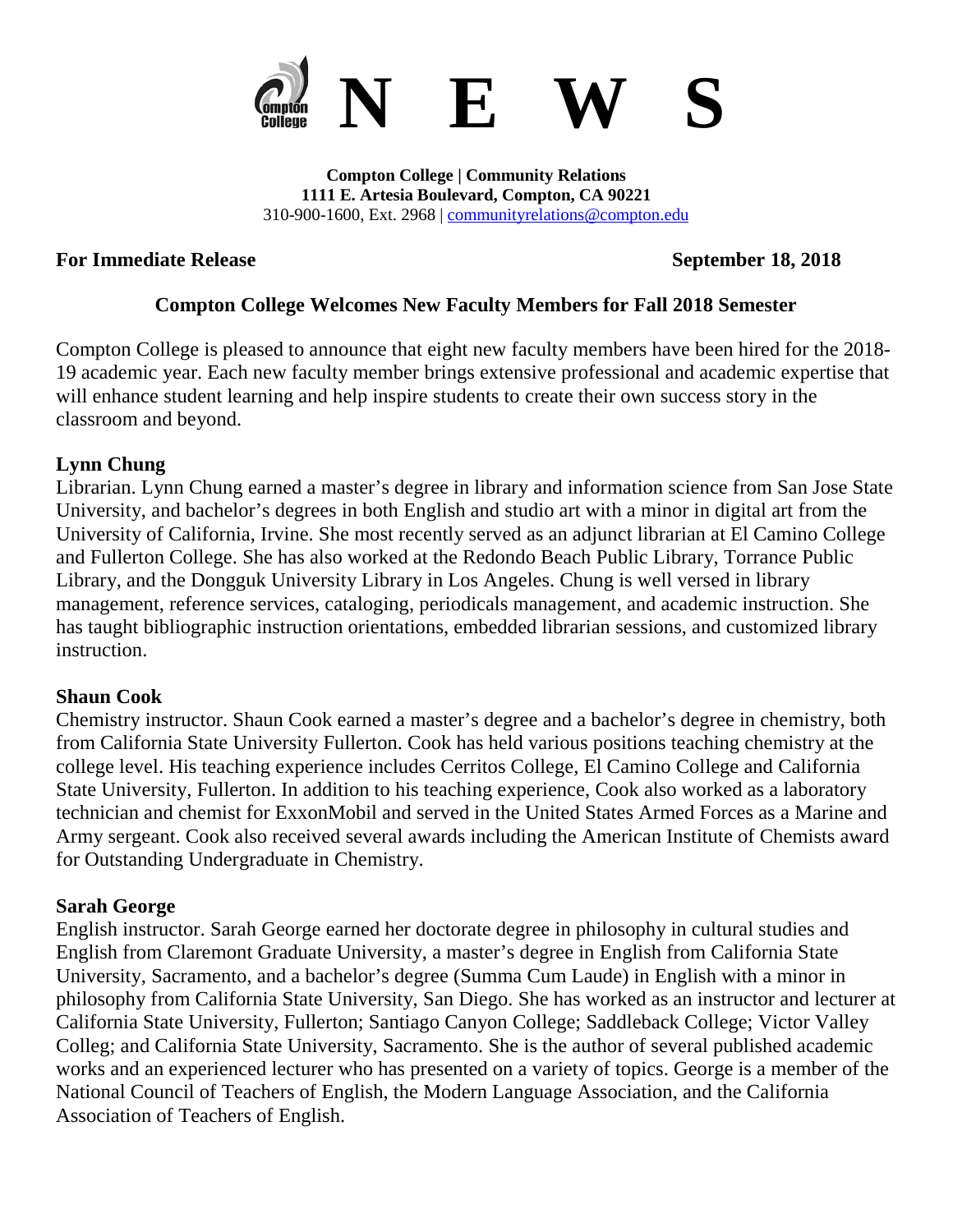# N E W S

**Compton College | Community Relations**
**1111 E. Artesia Boulevard, Compton, CA 90221**
310-900-1600, Ext. 2968 | communityrelations@compton.edu

**For Immediate Release** **September 18, 2018**

## Compton College Welcomes New Faculty Members for Fall 2018 Semester

Compton College is pleased to announce that eight new faculty members have been hired for the 2018-19 academic year. Each new faculty member brings extensive professional and academic expertise that will enhance student learning and help inspire students to create their own success story in the classroom and beyond.

### Lynn Chung

Librarian. Lynn Chung earned a master's degree in library and information science from San Jose State University, and bachelor's degrees in both English and studio art with a minor in digital art from the University of California, Irvine. She most recently served as an adjunct librarian at El Camino College and Fullerton College. She has also worked at the Redondo Beach Public Library, Torrance Public Library, and the Dongguk University Library in Los Angeles. Chung is well versed in library management, reference services, cataloging, periodicals management, and academic instruction. She has taught bibliographic instruction orientations, embedded librarian sessions, and customized library instruction.

### Shaun Cook

Chemistry instructor. Shaun Cook earned a master's degree and a bachelor's degree in chemistry, both from California State University Fullerton. Cook has held various positions teaching chemistry at the college level. His teaching experience includes Cerritos College, El Camino College and California State University, Fullerton. In addition to his teaching experience, Cook also worked as a laboratory technician and chemist for ExxonMobil and served in the United States Armed Forces as a Marine and Army sergeant. Cook also received several awards including the American Institute of Chemists award for Outstanding Undergraduate in Chemistry.

### Sarah George

English instructor. Sarah George earned her doctorate degree in philosophy in cultural studies and English from Claremont Graduate University, a master's degree in English from California State University, Sacramento, and a bachelor's degree (Summa Cum Laude) in English with a minor in philosophy from California State University, San Diego. She has worked as an instructor and lecturer at California State University, Fullerton; Santiago Canyon College; Saddleback College; Victor Valley Colleg; and California State University, Sacramento. She is the author of several published academic works and an experienced lecturer who has presented on a variety of topics. George is a member of the National Council of Teachers of English, the Modern Language Association, and the California Association of Teachers of English.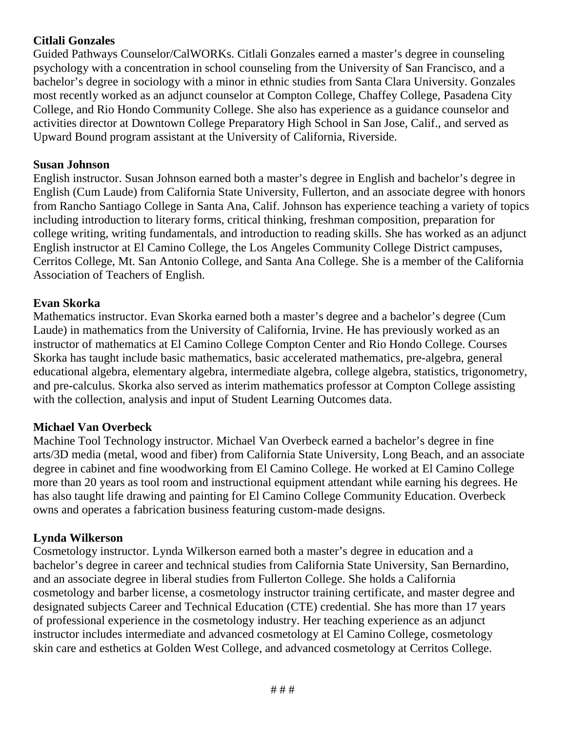**Citlali Gonzales**

Guided Pathways Counselor/CalWORKs. Citlali Gonzales earned a master's degree in counseling psychology with a concentration in school counseling from the University of San Francisco, and a bachelor's degree in sociology with a minor in ethnic studies from Santa Clara University. Gonzales most recently worked as an adjunct counselor at Compton College, Chaffey College, Pasadena City College, and Rio Hondo Community College. She also has experience as a guidance counselor and activities director at Downtown College Preparatory High School in San Jose, Calif., and served as Upward Bound program assistant at the University of California, Riverside.

**Susan Johnson**

English instructor. Susan Johnson earned both a master's degree in English and bachelor's degree in English (Cum Laude) from California State University, Fullerton, and an associate degree with honors from Rancho Santiago College in Santa Ana, Calif. Johnson has experience teaching a variety of topics including introduction to literary forms, critical thinking, freshman composition, preparation for college writing, writing fundamentals, and introduction to reading skills. She has worked as an adjunct English instructor at El Camino College, the Los Angeles Community College District campuses, Cerritos College, Mt. San Antonio College, and Santa Ana College. She is a member of the California Association of Teachers of English.

**Evan Skorka**

Mathematics instructor. Evan Skorka earned both a master's degree and a bachelor's degree (Cum Laude) in mathematics from the University of California, Irvine. He has previously worked as an instructor of mathematics at El Camino College Compton Center and Rio Hondo College. Courses Skorka has taught include basic mathematics, basic accelerated mathematics, pre-algebra, general educational algebra, elementary algebra, intermediate algebra, college algebra, statistics, trigonometry, and pre-calculus. Skorka also served as interim mathematics professor at Compton College assisting with the collection, analysis and input of Student Learning Outcomes data.

**Michael Van Overbeck**

Machine Tool Technology instructor. Michael Van Overbeck earned a bachelor's degree in fine arts/3D media (metal, wood and fiber) from California State University, Long Beach, and an associate degree in cabinet and fine woodworking from El Camino College. He worked at El Camino College more than 20 years as tool room and instructional equipment attendant while earning his degrees. He has also taught life drawing and painting for El Camino College Community Education. Overbeck owns and operates a fabrication business featuring custom-made designs.

**Lynda Wilkerson**

Cosmetology instructor. Lynda Wilkerson earned both a master's degree in education and a bachelor's degree in career and technical studies from California State University, San Bernardino, and an associate degree in liberal studies from Fullerton College. She holds a California cosmetology and barber license, a cosmetology instructor training certificate, and master degree and designated subjects Career and Technical Education (CTE) credential. She has more than 17 years of professional experience in the cosmetology industry. Her teaching experience as an adjunct instructor includes intermediate and advanced cosmetology at El Camino College, cosmetology skin care and esthetics at Golden West College, and advanced cosmetology at Cerritos College.

# # #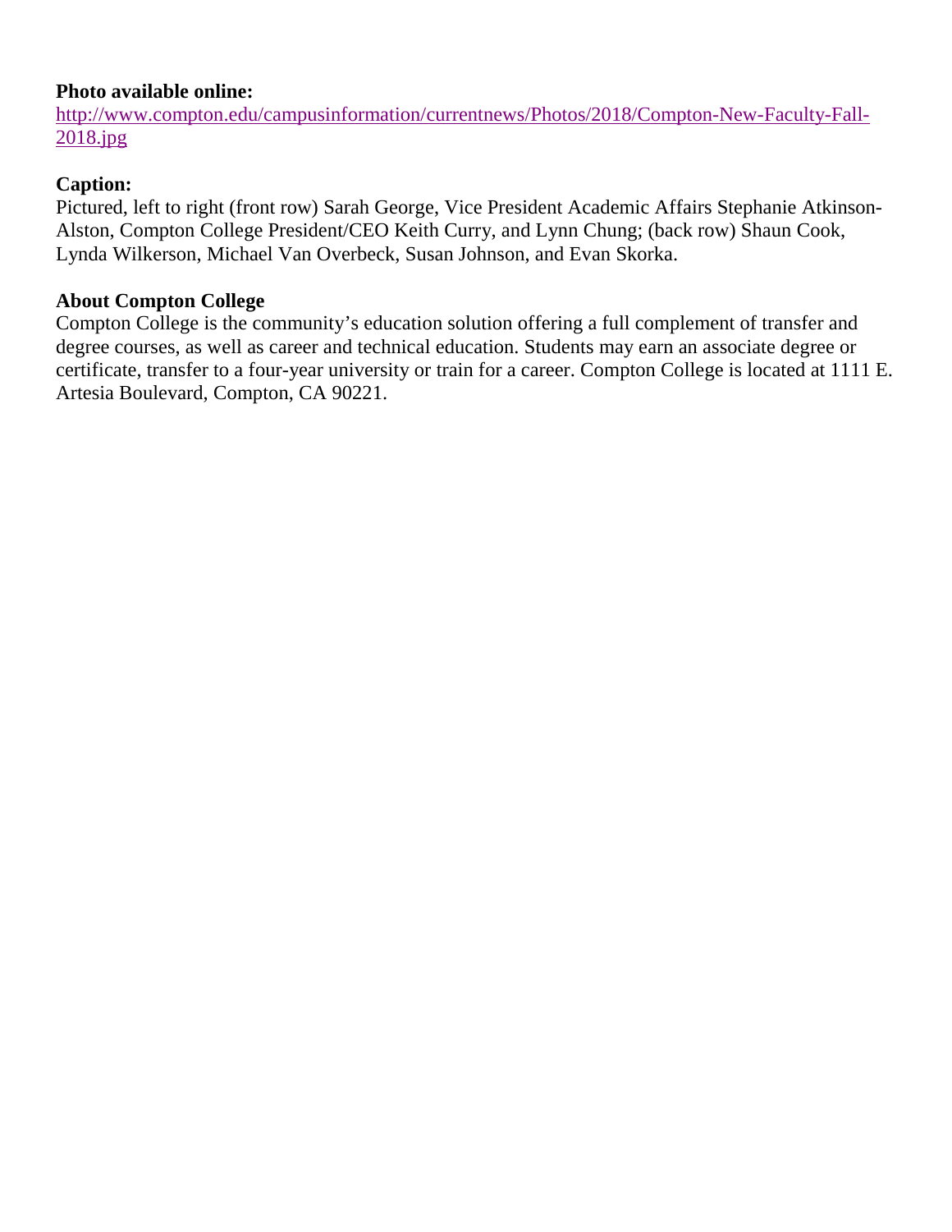**Photo available online:**
[http://www.compton.edu/campusinformation/currentnews/Photos/2018/Compton-New-Faculty-Fall-2018.jpg](http://www.compton.edu/campusinformation/currentnews/Photos/2018/Compton-New-Faculty-Fall-2018.jpg)

**Caption:**
Pictured, left to right (front row) Sarah George, Vice President Academic Affairs Stephanie Atkinson-Alston, Compton College President/CEO Keith Curry, and Lynn Chung; (back row) Shaun Cook, Lynda Wilkerson, Michael Van Overbeck, Susan Johnson, and Evan Skorka.

**About Compton College**
Compton College is the community's education solution offering a full complement of transfer and degree courses, as well as career and technical education. Students may earn an associate degree or certificate, transfer to a four-year university or train for a career. Compton College is located at 1111 E. Artesia Boulevard, Compton, CA 90221.